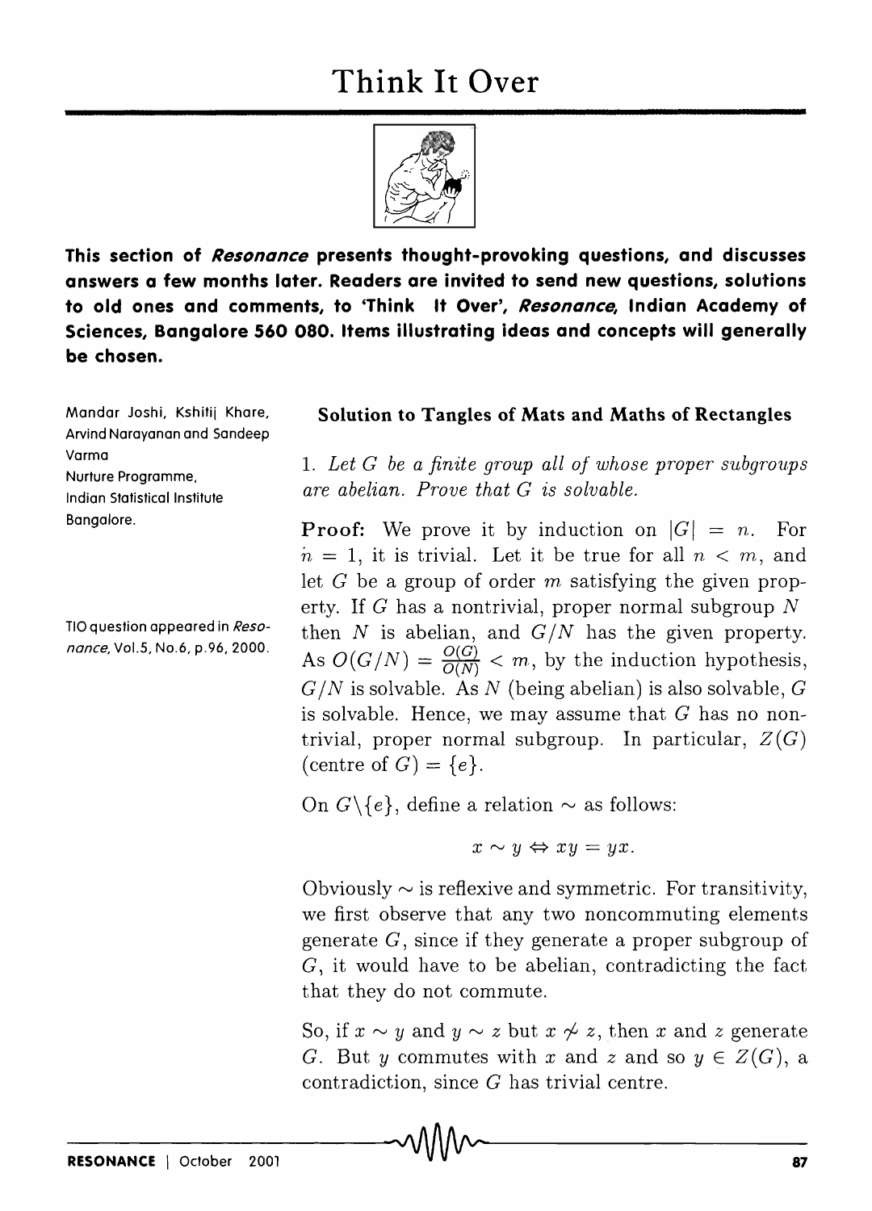# Think It Over

**This section of *Resonance* presents thought-provoking questions, and discusses answers a few months later. Readers are invited to send new questions, solutions to old ones and comments, to 'Think It Over', *Resonance*, Indian Academy of Sciences, Bangalore 560 080. Items illustrating ideas and concepts will generally be chosen.**

Mandar Joshi, Kshitij Khare, Arvind Narayanan and Sandeep Varma
Nurture Programme, Indian Statistical Institute Bangalore.

TIO question appeared in *Resonance*, Vol.5, No.6, p.96, 2000.

### Solution to Tangles of Mats and Maths of Rectangles

1. *Let $G$ be a finite group all of whose proper subgroups are abelian. Prove that $G$ is solvable.*

**Proof:** We prove it by induction on $|G| = n$. For $n = 1$, it is trivial. Let it be true for all $n < m$, and let $G$ be a group of order $m$ satisfying the given property. If $G$ has a nontrivial, proper normal subgroup $N$ then $N$ is abelian, and $G/N$ has the given property. As $O(G/N) = \frac{O(G)}{O(N)} < m$, by the induction hypothesis, $G/N$ is solvable. As $N$ (being abelian) is also solvable, $G$ is solvable. Hence, we may assume that $G$ has no nontrivial, proper normal subgroup. In particular, $Z(G)$ (centre of $G$) $= \{e\}$.

On $G \backslash \{e\}$, define a relation $\sim$ as follows:

$$x \sim y \Leftrightarrow xy = yx.$$

Obviously $\sim$ is reflexive and symmetric. For transitivity, we first observe that any two noncommuting elements generate $G$, since if they generate a proper subgroup of $G$, it would have to be abelian, contradicting the fact that they do not commute.

So, if $x \sim y$ and $y \sim z$ but $x \not\sim z$, then $x$ and $z$ generate $G$. But $y$ commutes with $x$ and $z$ and so $y \in Z(G)$, a contradiction, since $G$ has trivial centre.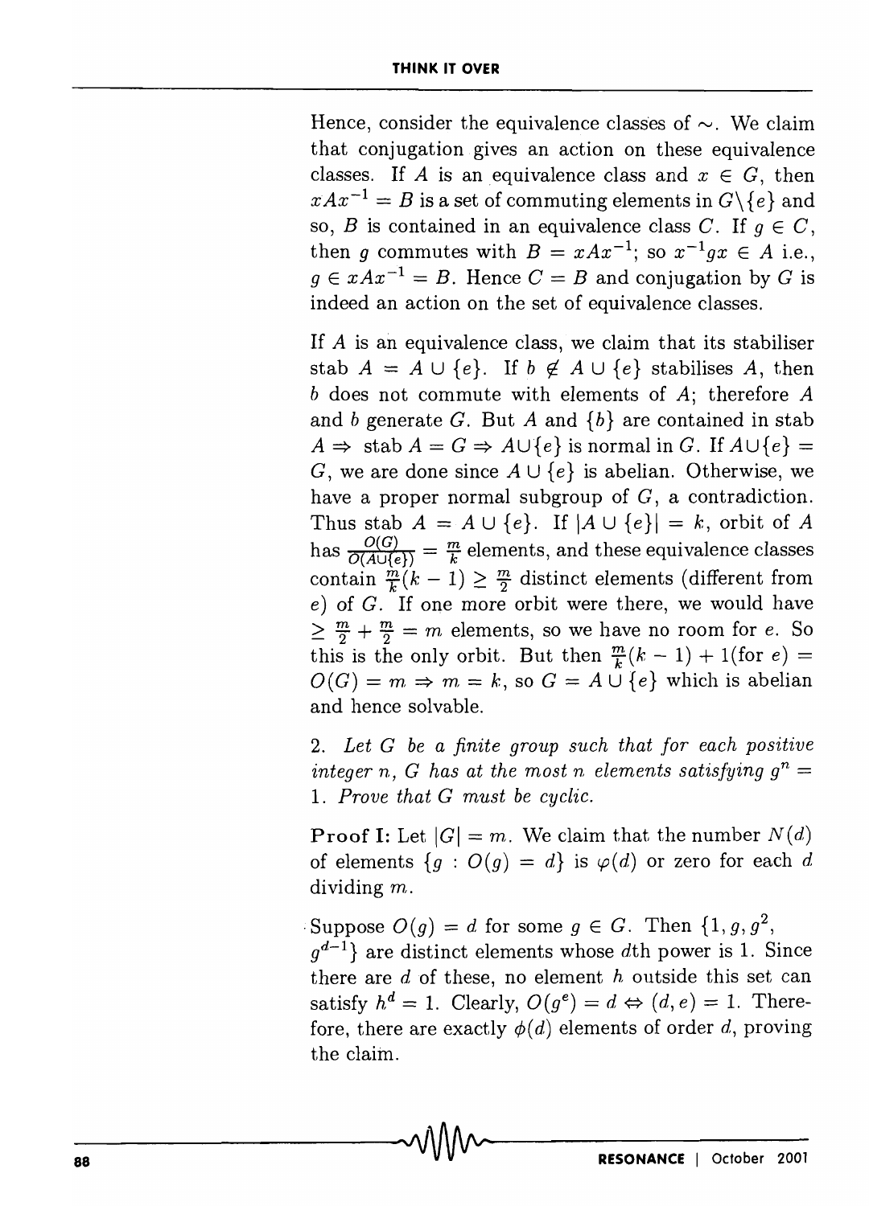Hence, consider the equivalence classes of $\sim$. We claim that conjugation gives an action on these equivalence classes. If $A$ is an equivalence class and $x \in G$, then $xAx^{-1} = B$ is a set of commuting elements in $G \backslash \{e\}$ and so, $B$ is contained in an equivalence class $C$. If $g \in C$, then $g$ commutes with $B = xAx^{-1}$; so $x^{-1}gx \in A$ i.e., $g \in xAx^{-1} = B$. Hence $C = B$ and conjugation by $G$ is indeed an action on the set of equivalence classes.

If $A$ is an equivalence class, we claim that its stabiliser stab $A = A \cup \{e\}$. If $b \notin A \cup \{e\}$ stabilises $A$, then $b$ does not commute with elements of $A$; therefore $A$ and $b$ generate $G$. But $A$ and $\{b\}$ are contained in stab $A \Rightarrow$ stab $A = G \Rightarrow A \cup \{e\}$ is normal in $G$. If $A \cup \{e\} = G$, we are done since $A \cup \{e\}$ is abelian. Otherwise, we have a proper normal subgroup of $G$, a contradiction. Thus stab $A = A \cup \{e\}$. If $|A \cup \{e\}| = k$, orbit of $A$ has $\frac{O(G)}{O(A \cup \{e\})} = \frac{m}{k}$ elements, and these equivalence classes contain $\frac{m}{k}(k-1) \geq \frac{m}{2}$ distinct elements (different from $e$) of $G$. If one more orbit were there, we would have $\geq \frac{m}{2} + \frac{m}{2} = m$ elements, so we have no room for $e$. So this is the only orbit. But then $\frac{m}{k}(k-1) + 1(\text{for } e) = O(G) = m \Rightarrow m = k$, so $G = A \cup \{e\}$ which is abelian and hence solvable.

2. *Let $G$ be a finite group such that for each positive integer $n$, $G$ has at the most $n$ elements satisfying $g^n = 1$. Prove that $G$ must be cyclic.*

**Proof I:** Let $|G| = m$. We claim that the number $N(d)$ of elements $\{g : O(g) = d\}$ is $\varphi(d)$ or zero for each $d$ dividing $m$.

Suppose $O(g) = d$ for some $g \in G$. Then $\{1, g, g^2, g^{d-1}\}$ are distinct elements whose $d$th power is 1. Since there are $d$ of these, no element $h$ outside this set can satisfy $h^d = 1$. Clearly, $O(g^e) = d \Leftrightarrow (d, e) = 1$. Therefore, there are exactly $\phi(d)$ elements of order $d$, proving the claim.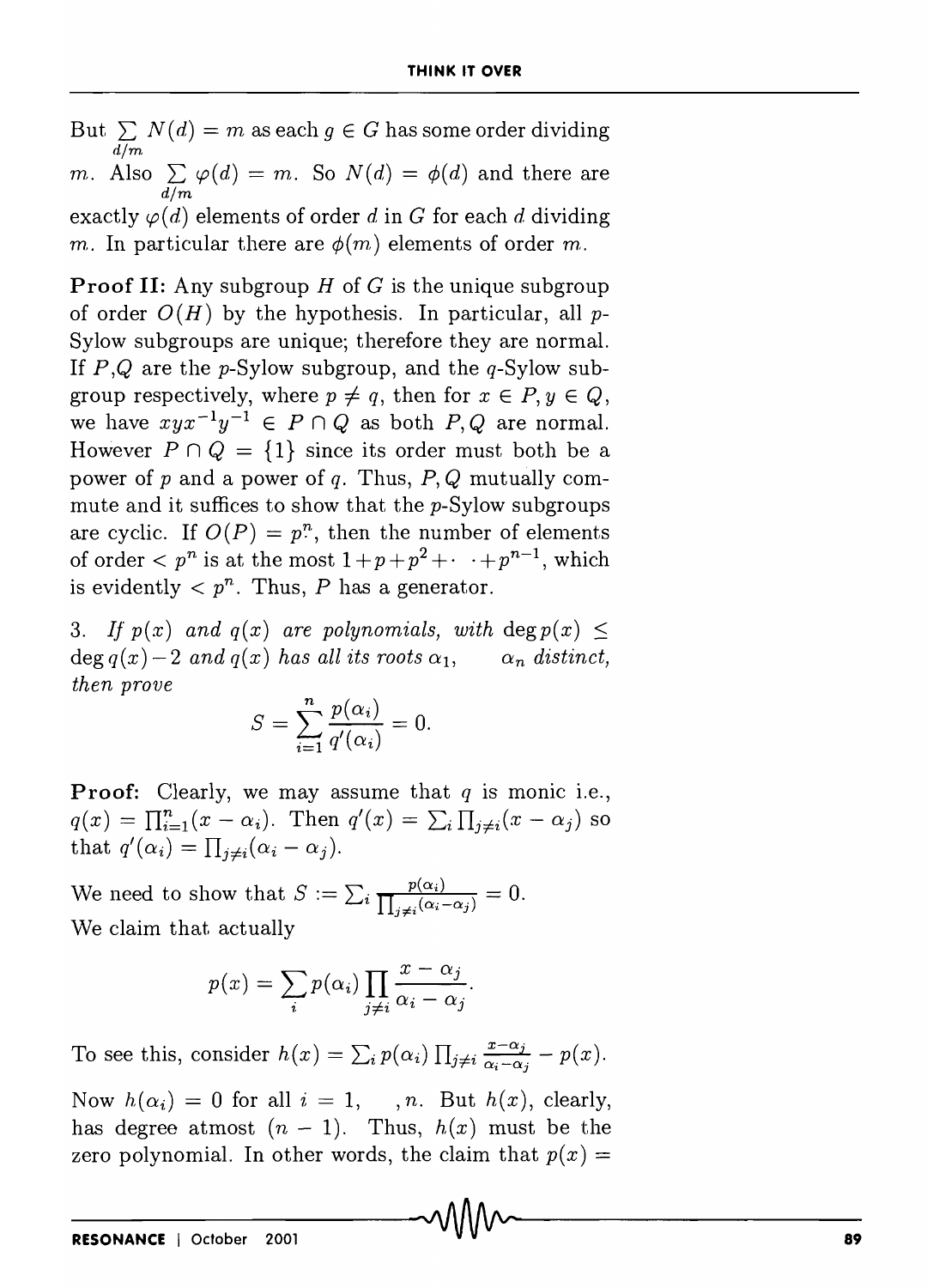But $\sum_{d/m} N(d) = m$ as each $g \in G$ has some order dividing $m$. Also $\sum_{d/m} \varphi(d) = m$. So $N(d) = \phi(d)$ and there are exactly $\varphi(d)$ elements of order $d$ in $G$ for each $d$ dividing $m$. In particular there are $\phi(m)$ elements of order $m$.

**Proof II:** Any subgroup $H$ of $G$ is the unique subgroup of order $O(H)$ by the hypothesis. In particular, all $p$-Sylow subgroups are unique; therefore they are normal. If $P,Q$ are the $p$-Sylow subgroup, and the $q$-Sylow subgroup respectively, where $p \neq q$, then for $x \in P, y \in Q$, we have $xyx^{-1}y^{-1} \in P \cap Q$ as both $P, Q$ are normal. However $P \cap Q = \{1\}$ since its order must both be a power of $p$ and a power of $q$. Thus, $P, Q$ mutually commute and it suffices to show that the $p$-Sylow subgroups are cyclic. If $O(P) = p^n$, then the number of elements of order $< p^n$ is at the most $1 + p + p^2 + \cdots + p^{n-1}$, which is evidently $< p^n$. Thus, $P$ has a generator.

3. *If $p(x)$ and $q(x)$ are polynomials, with* $\deg p(x) \leq \deg q(x) - 2$ *and $q(x)$ has all its roots $\alpha_1, \quad \alpha_n$ distinct, then prove*

$$S = \sum_{i=1}^{n} \frac{p(\alpha_i)}{q'(\alpha_i)} = 0.$$

**Proof:** Clearly, we may assume that $q$ is monic i.e., $q(x) = \prod_{i=1}^{n}(x - \alpha_i)$. Then $q'(x) = \sum_i \prod_{j \neq i}(x - \alpha_j)$ so that $q'(\alpha_i) = \prod_{j \neq i}(\alpha_i - \alpha_j)$.

We need to show that $S := \sum_i \frac{p(\alpha_i)}{\prod_{j \neq i}(\alpha_i - \alpha_j)} = 0$.
We claim that actually

$$p(x) = \sum_i p(\alpha_i) \prod_{j \neq i} \frac{x - \alpha_j}{\alpha_i - \alpha_j}.$$

To see this, consider $h(x) = \sum_i p(\alpha_i) \prod_{j \neq i} \frac{x - \alpha_j}{\alpha_i - \alpha_j} - p(x)$.

Now $h(\alpha_i) = 0$ for all $i = 1, \quad, n$. But $h(x)$, clearly, has degree atmost $(n-1)$. Thus, $h(x)$ must be the zero polynomial. In other words, the claim that $p(x) =$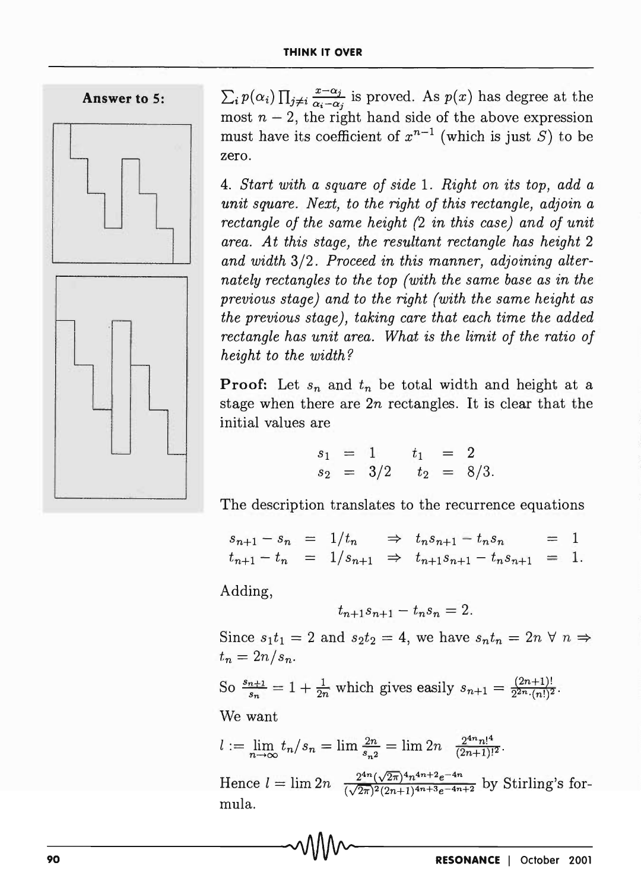**Answer to 5:**

$\sum_i p(\alpha_i) \prod_{j \neq i} \frac{x-\alpha_j}{\alpha_i - \alpha_j}$ is proved. As $p(x)$ has degree at the most $n-2$, the right hand side of the above expression must have its coefficient of $x^{n-1}$ (which is just $S$) to be zero.

4. *Start with a square of side* 1. *Right on its top, add a unit square. Next, to the right of this rectangle, adjoin a rectangle of the same height (2 in this case) and of unit area. At this stage, the resultant rectangle has height* 2 *and width* 3/2. *Proceed in this manner, adjoining alternately rectangles to the top (with the same base as in the previous stage) and to the right (with the same height as the previous stage), taking care that each time the added rectangle has unit area. What is the limit of the ratio of height to the width?*

**Proof:** Let $s_n$ and $t_n$ be total width and height at a stage when there are $2n$ rectangles. It is clear that the initial values are

$$\begin{aligned} s_1 &= 1 \qquad & t_1 &= 2 \\ s_2 &= 3/2 \qquad & t_2 &= 8/3. \end{aligned}$$

The description translates to the recurrence equations

$$\begin{aligned} s_{n+1} - s_n &= 1/t_n \quad \Rightarrow \quad t_n s_{n+1} - t_n s_n &= 1 \\ t_{n+1} - t_n &= 1/s_{n+1} \quad \Rightarrow \quad t_{n+1} s_{n+1} - t_n s_{n+1} &= 1. \end{aligned}$$

Adding,

$$t_{n+1} s_{n+1} - t_n s_n = 2.$$

Since $s_1 t_1 = 2$ and $s_2 t_2 = 4$, we have $s_n t_n = 2n \ \forall \ n \Rightarrow t_n = 2n/s_n$.

So $\frac{s_{n+1}}{s_n} = 1 + \frac{1}{2n}$ which gives easily $s_{n+1} = \frac{(2n+1)!}{2^{2n} \cdot (n!)^2}$.

We want

$l := \lim_{n \to \infty} t_n / s_n = \lim \frac{2n}{s_n{}^2} = \lim 2n \ \frac{2^{4n} n!^4}{(2n+1)!^2}$.

Hence $l = \lim 2n \ \frac{2^{4n} (\sqrt{2\pi})^4 n^{4n+2} e^{-4n}}{(\sqrt{2\pi})^2 (2n+1)^{4n+3} e^{-4n+2}}$ by Stirling's formula.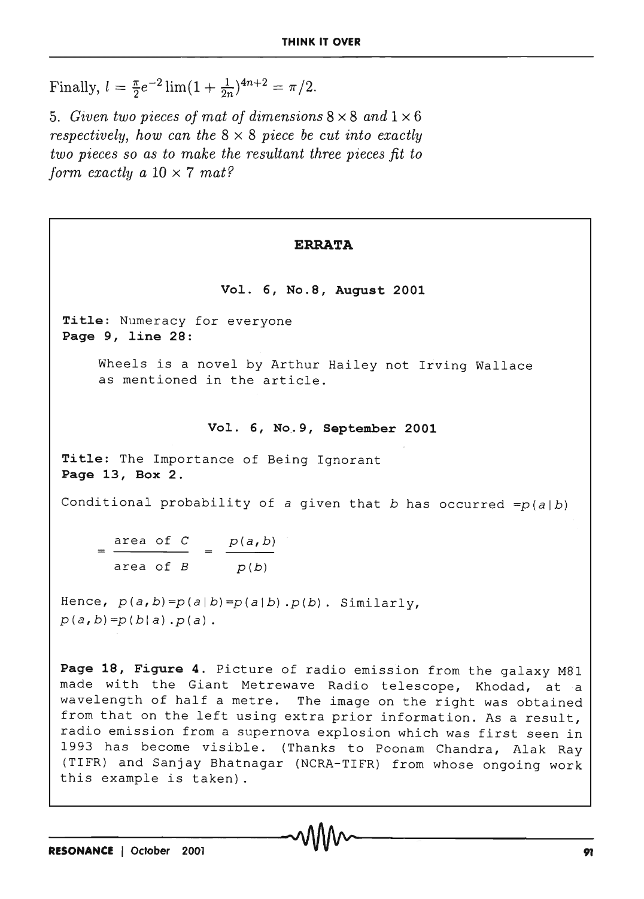Finally, $l = \frac{\pi}{2}e^{-2}\lim(1+\frac{1}{2n})^{4n+2} = \pi/2$.

5. *Given two pieces of mat of dimensions $8 \times 8$ and $1 \times 6$ respectively, how can the $8 \times 8$ piece be cut into exactly two pieces so as to make the resultant three pieces fit to form exactly a $10 \times 7$ mat?*

## ERRATA

**Vol. 6, No.8, August 2001**

**Title**: Numeracy for everyone
**Page 9, line 28:**

Wheels is a novel by Arthur Hailey not Irving Wallace as mentioned in the article.

**Vol. 6, No.9, September 2001**

**Title**: The Importance of Being Ignorant
**Page 13, Box 2.**

Conditional probability of $a$ given that $b$ has occurred $=p(a|b)$

$$= \frac{\text{area of } C}{\text{area of } B} = \frac{p(a,b)}{p(b)}$$

Hence, $p(a,b)=p(a|b)=p(a|b).p(b)$. Similarly, $p(a,b)=p(b|a).p(a)$.

**Page 18, Figure 4.** Picture of radio emission from the galaxy M81 made with the Giant Metrewave Radio telescope, Khodad, at a wavelength of half a metre. The image on the right was obtained from that on the left using extra prior information. As a result, radio emission from a supernova explosion which was first seen in 1993 has become visible. (Thanks to Poonam Chandra, Alak Ray (TIFR) and Sanjay Bhatnagar (NCRA-TIFR) from whose ongoing work this example is taken).